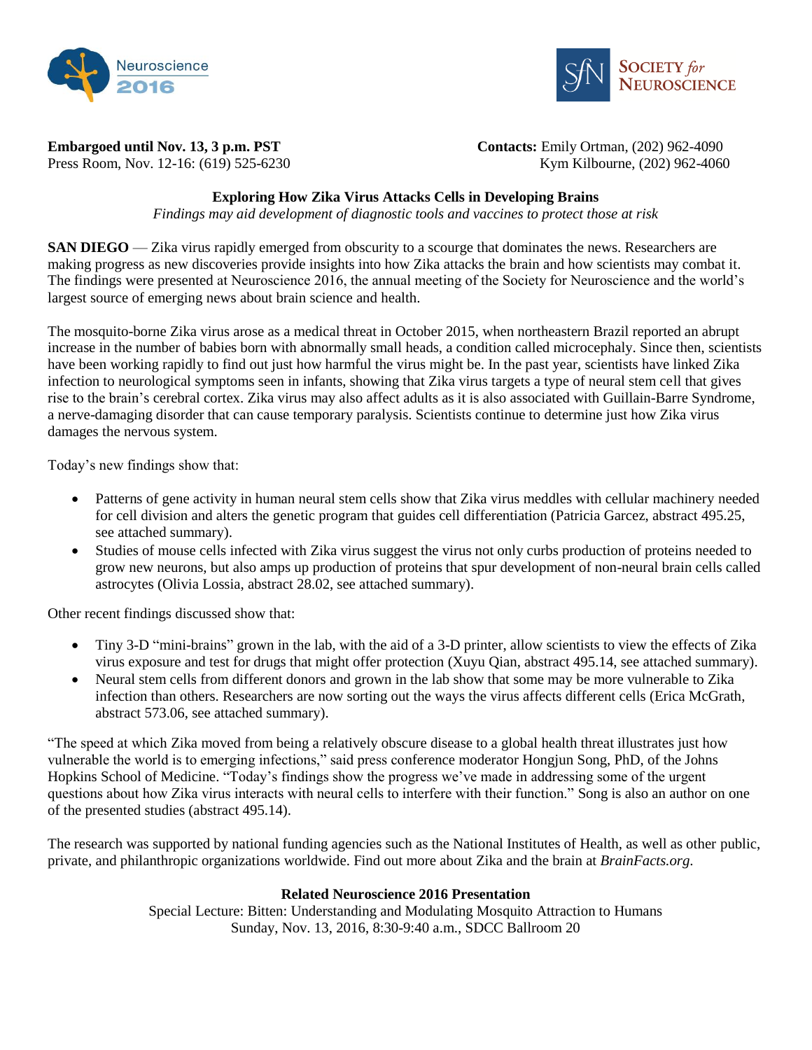**Embargoed until Nov. 13, 3 p.m. PST**
Press Room, Nov. 12-16: (619) 525-6230

**Contacts:** Emily Ortman, (202) 962-4090
Kym Kilbourne, (202) 962-4060

## Exploring How Zika Virus Attacks Cells in Developing Brains

*Findings may aid development of diagnostic tools and vaccines to protect those at risk*

**SAN DIEGO** — Zika virus rapidly emerged from obscurity to a scourge that dominates the news. Researchers are making progress as new discoveries provide insights into how Zika attacks the brain and how scientists may combat it. The findings were presented at Neuroscience 2016, the annual meeting of the Society for Neuroscience and the world's largest source of emerging news about brain science and health.

The mosquito-borne Zika virus arose as a medical threat in October 2015, when northeastern Brazil reported an abrupt increase in the number of babies born with abnormally small heads, a condition called microcephaly. Since then, scientists have been working rapidly to find out just how harmful the virus might be. In the past year, scientists have linked Zika infection to neurological symptoms seen in infants, showing that Zika virus targets a type of neural stem cell that gives rise to the brain's cerebral cortex. Zika virus may also affect adults as it is also associated with Guillain-Barre Syndrome, a nerve-damaging disorder that can cause temporary paralysis. Scientists continue to determine just how Zika virus damages the nervous system.

Today's new findings show that:

- Patterns of gene activity in human neural stem cells show that Zika virus meddles with cellular machinery needed for cell division and alters the genetic program that guides cell differentiation (Patricia Garcez, abstract 495.25, see attached summary).
- Studies of mouse cells infected with Zika virus suggest the virus not only curbs production of proteins needed to grow new neurons, but also amps up production of proteins that spur development of non-neural brain cells called astrocytes (Olivia Lossia, abstract 28.02, see attached summary).

Other recent findings discussed show that:

- Tiny 3-D "mini-brains" grown in the lab, with the aid of a 3-D printer, allow scientists to view the effects of Zika virus exposure and test for drugs that might offer protection (Xuyu Qian, abstract 495.14, see attached summary).
- Neural stem cells from different donors and grown in the lab show that some may be more vulnerable to Zika infection than others. Researchers are now sorting out the ways the virus affects different cells (Erica McGrath, abstract 573.06, see attached summary).

"The speed at which Zika moved from being a relatively obscure disease to a global health threat illustrates just how vulnerable the world is to emerging infections," said press conference moderator Hongjun Song, PhD, of the Johns Hopkins School of Medicine. "Today's findings show the progress we've made in addressing some of the urgent questions about how Zika virus interacts with neural cells to interfere with their function." Song is also an author on one of the presented studies (abstract 495.14).

The research was supported by national funding agencies such as the National Institutes of Health, as well as other public, private, and philanthropic organizations worldwide. Find out more about Zika and the brain at *BrainFacts.org*.

**Related Neuroscience 2016 Presentation**

Special Lecture: Bitten: Understanding and Modulating Mosquito Attraction to Humans
Sunday, Nov. 13, 2016, 8:30-9:40 a.m., SDCC Ballroom 20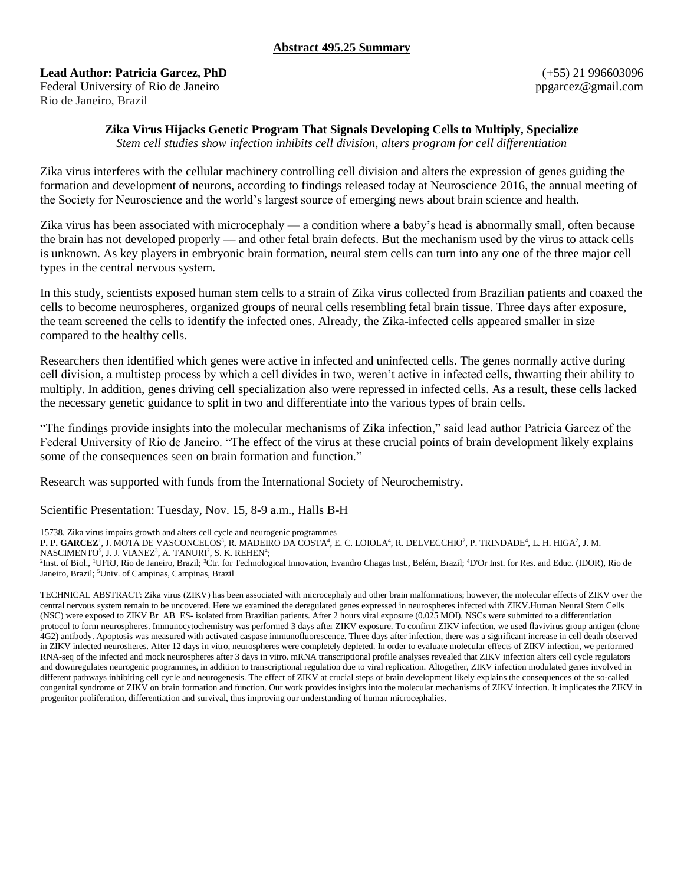**Abstract 495.25 Summary**

**Lead Author: Patricia Garcez, PhD**
Federal University of Rio de Janeiro
Rio de Janeiro, Brazil

(+55) 21 996603096
ppgarcez@gmail.com

### Zika Virus Hijacks Genetic Program That Signals Developing Cells to Multiply, Specialize

*Stem cell studies show infection inhibits cell division, alters program for cell differentiation*

Zika virus interferes with the cellular machinery controlling cell division and alters the expression of genes guiding the formation and development of neurons, according to findings released today at Neuroscience 2016, the annual meeting of the Society for Neuroscience and the world's largest source of emerging news about brain science and health.

Zika virus has been associated with microcephaly — a condition where a baby's head is abnormally small, often because the brain has not developed properly — and other fetal brain defects. But the mechanism used by the virus to attack cells is unknown. As key players in embryonic brain formation, neural stem cells can turn into any one of the three major cell types in the central nervous system.

In this study, scientists exposed human stem cells to a strain of Zika virus collected from Brazilian patients and coaxed the cells to become neurospheres, organized groups of neural cells resembling fetal brain tissue. Three days after exposure, the team screened the cells to identify the infected ones. Already, the Zika-infected cells appeared smaller in size compared to the healthy cells.

Researchers then identified which genes were active in infected and uninfected cells. The genes normally active during cell division, a multistep process by which a cell divides in two, weren't active in infected cells, thwarting their ability to multiply. In addition, genes driving cell specialization also were repressed in infected cells. As a result, these cells lacked the necessary genetic guidance to split in two and differentiate into the various types of brain cells.

"The findings provide insights into the molecular mechanisms of Zika infection," said lead author Patricia Garcez of the Federal University of Rio de Janeiro. "The effect of the virus at these crucial points of brain development likely explains some of the consequences seen on brain formation and function."

Research was supported with funds from the International Society of Neurochemistry.

Scientific Presentation: Tuesday, Nov. 15, 8-9 a.m., Halls B-H

15738. Zika virus impairs growth and alters cell cycle and neurogenic programmes

**P. P. GARCEZ**[1], J. MOTA DE VASCONCELOS[3], R. MADEIRO DA COSTA[4], E. C. LOIOLA[4], R. DELVECCHIO[2], P. TRINDADE[4], L. H. HIGA[2], J. M. NASCIMENTO[5], J. J. VIANEZ[3], A. TANURI[2], S. K. REHEN[4];

[2]Inst. of Biol., [1]UFRJ, Rio de Janeiro, Brazil; [3]Ctr. for Technological Innovation, Evandro Chagas Inst., Belém, Brazil; [4]D'Or Inst. for Res. and Educ. (IDOR), Rio de Janeiro, Brazil; [5]Univ. of Campinas, Campinas, Brazil

TECHNICAL ABSTRACT: Zika virus (ZIKV) has been associated with microcephaly and other brain malformations; however, the molecular effects of ZIKV over the central nervous system remain to be uncovered. Here we examined the deregulated genes expressed in neurospheres infected with ZIKV.Human Neural Stem Cells (NSC) were exposed to ZIKV Br_AB_ES- isolated from Brazilian patients. After 2 hours viral exposure (0.025 MOI), NSCs were submitted to a differentiation protocol to form neurospheres. Immunocytochemistry was performed 3 days after ZIKV exposure. To confirm ZIKV infection, we used flavivirus group antigen (clone 4G2) antibody. Apoptosis was measured with activated caspase immunofluorescence. Three days after infection, there was a significant increase in cell death observed in ZIKV infected neurosheres. After 12 days in vitro, neurospheres were completely depleted. In order to evaluate molecular effects of ZIKV infection, we performed RNA-seq of the infected and mock neurospheres after 3 days in vitro. mRNA transcriptional profile analyses revealed that ZIKV infection alters cell cycle regulators and downregulates neurogenic programmes, in addition to transcriptional regulation due to viral replication. Altogether, ZIKV infection modulated genes involved in different pathways inhibiting cell cycle and neurogenesis. The effect of ZIKV at crucial steps of brain development likely explains the consequences of the so-called congenital syndrome of ZIKV on brain formation and function. Our work provides insights into the molecular mechanisms of ZIKV infection. It implicates the ZIKV in progenitor proliferation, differentiation and survival, thus improving our understanding of human microcephalies.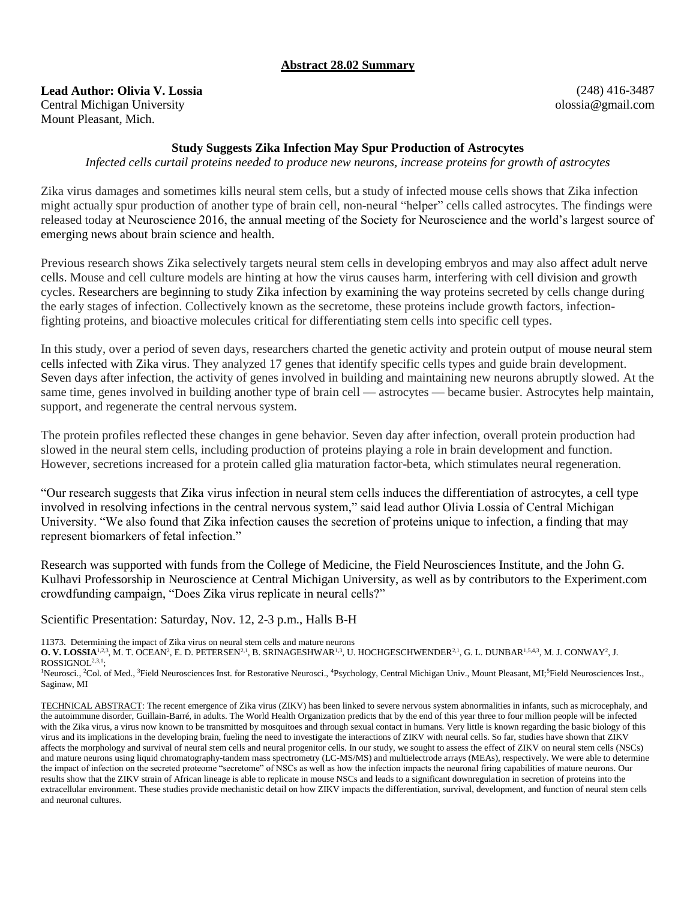## Abstract 28.02 Summary

**Lead Author: Olivia V. Lossia**
Central Michigan University
Mount Pleasant, Mich.

(248) 416-3487
olossia@gmail.com

### Study Suggests Zika Infection May Spur Production of Astrocytes

*Infected cells curtail proteins needed to produce new neurons, increase proteins for growth of astrocytes*

Zika virus damages and sometimes kills neural stem cells, but a study of infected mouse cells shows that Zika infection might actually spur production of another type of brain cell, non-neural "helper" cells called astrocytes. The findings were released today at Neuroscience 2016, the annual meeting of the Society for Neuroscience and the world's largest source of emerging news about brain science and health.

Previous research shows Zika selectively targets neural stem cells in developing embryos and may also affect adult nerve cells. Mouse and cell culture models are hinting at how the virus causes harm, interfering with cell division and growth cycles. Researchers are beginning to study Zika infection by examining the way proteins secreted by cells change during the early stages of infection. Collectively known as the secretome, these proteins include growth factors, infection-fighting proteins, and bioactive molecules critical for differentiating stem cells into specific cell types.

In this study, over a period of seven days, researchers charted the genetic activity and protein output of mouse neural stem cells infected with Zika virus. They analyzed 17 genes that identify specific cells types and guide brain development. Seven days after infection, the activity of genes involved in building and maintaining new neurons abruptly slowed. At the same time, genes involved in building another type of brain cell — astrocytes — became busier. Astrocytes help maintain, support, and regenerate the central nervous system.

The protein profiles reflected these changes in gene behavior. Seven day after infection, overall protein production had slowed in the neural stem cells, including production of proteins playing a role in brain development and function. However, secretions increased for a protein called glia maturation factor-beta, which stimulates neural regeneration.

"Our research suggests that Zika virus infection in neural stem cells induces the differentiation of astrocytes, a cell type involved in resolving infections in the central nervous system," said lead author Olivia Lossia of Central Michigan University. "We also found that Zika infection causes the secretion of proteins unique to infection, a finding that may represent biomarkers of fetal infection."

Research was supported with funds from the College of Medicine, the Field Neurosciences Institute, and the John G. Kulhavi Professorship in Neuroscience at Central Michigan University, as well as by contributors to the Experiment.com crowdfunding campaign, "Does Zika virus replicate in neural cells?"

Scientific Presentation: Saturday, Nov. 12, 2-3 p.m., Halls B-H

11373. Determining the impact of Zika virus on neural stem cells and mature neurons
**O. V. LOSSIA**[1,2,3], M. T. OCEAN[2], E. D. PETERSEN[2,1], B. SRINAGESHWAR[1,3], U. HOCHGESCHWENDER[2,1], G. L. DUNBAR[1,5,4,3], M. J. CONWAY[2], J. ROSSIGNOL[2,3,1];
[1]Neurosci., [2]Col. of Med., [3]Field Neurosciences Inst. for Restorative Neurosci., [4]Psychology, Central Michigan Univ., Mount Pleasant, MI;[5]Field Neurosciences Inst., Saginaw, MI

TECHNICAL ABSTRACT: The recent emergence of Zika virus (ZIKV) has been linked to severe nervous system abnormalities in infants, such as microcephaly, and the autoimmune disorder, Guillain-Barré, in adults. The World Health Organization predicts that by the end of this year three to four million people will be infected with the Zika virus, a virus now known to be transmitted by mosquitoes and through sexual contact in humans. Very little is known regarding the basic biology of this virus and its implications in the developing brain, fueling the need to investigate the interactions of ZIKV with neural cells. So far, studies have shown that ZIKV affects the morphology and survival of neural stem cells and neural progenitor cells. In our study, we sought to assess the effect of ZIKV on neural stem cells (NSCs) and mature neurons using liquid chromatography-tandem mass spectrometry (LC-MS/MS) and multielectrode arrays (MEAs), respectively. We were able to determine the impact of infection on the secreted proteome "secretome" of NSCs as well as how the infection impacts the neuronal firing capabilities of mature neurons. Our results show that the ZIKV strain of African lineage is able to replicate in mouse NSCs and leads to a significant downregulation in secretion of proteins into the extracellular environment. These studies provide mechanistic detail on how ZIKV impacts the differentiation, survival, development, and function of neural stem cells and neuronal cultures.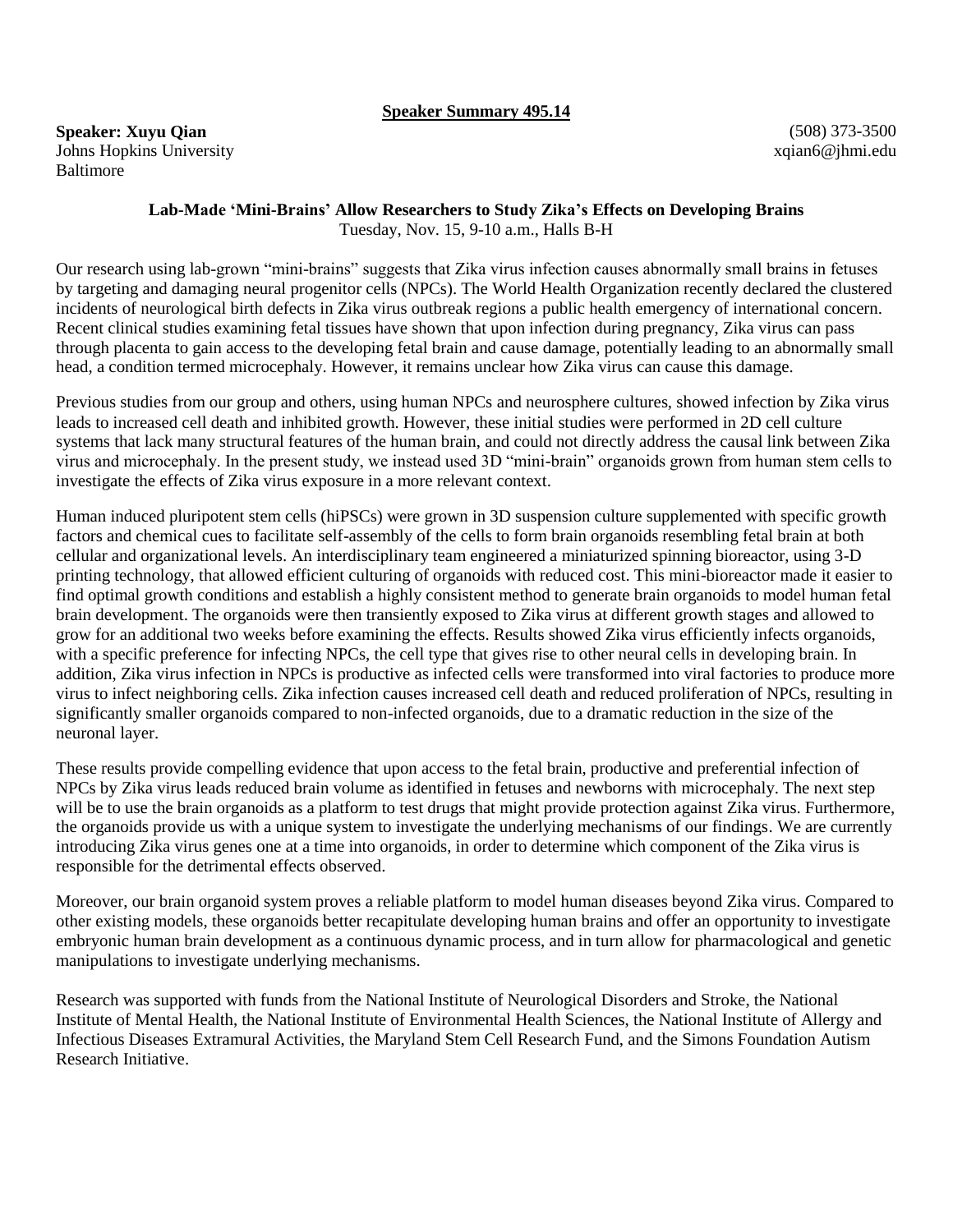**Speaker Summary 495.14**

**Speaker: Xuyu Qian**
Johns Hopkins University
Baltimore

(508) 373-3500
xqian6@jhmi.edu

**Lab-Made 'Mini-Brains' Allow Researchers to Study Zika's Effects on Developing Brains**
Tuesday, Nov. 15, 9-10 a.m., Halls B-H

Our research using lab-grown "mini-brains" suggests that Zika virus infection causes abnormally small brains in fetuses by targeting and damaging neural progenitor cells (NPCs). The World Health Organization recently declared the clustered incidents of neurological birth defects in Zika virus outbreak regions a public health emergency of international concern. Recent clinical studies examining fetal tissues have shown that upon infection during pregnancy, Zika virus can pass through placenta to gain access to the developing fetal brain and cause damage, potentially leading to an abnormally small head, a condition termed microcephaly. However, it remains unclear how Zika virus can cause this damage.

Previous studies from our group and others, using human NPCs and neurosphere cultures, showed infection by Zika virus leads to increased cell death and inhibited growth. However, these initial studies were performed in 2D cell culture systems that lack many structural features of the human brain, and could not directly address the causal link between Zika virus and microcephaly. In the present study, we instead used 3D "mini-brain" organoids grown from human stem cells to investigate the effects of Zika virus exposure in a more relevant context.

Human induced pluripotent stem cells (hiPSCs) were grown in 3D suspension culture supplemented with specific growth factors and chemical cues to facilitate self-assembly of the cells to form brain organoids resembling fetal brain at both cellular and organizational levels. An interdisciplinary team engineered a miniaturized spinning bioreactor, using 3-D printing technology, that allowed efficient culturing of organoids with reduced cost. This mini-bioreactor made it easier to find optimal growth conditions and establish a highly consistent method to generate brain organoids to model human fetal brain development. The organoids were then transiently exposed to Zika virus at different growth stages and allowed to grow for an additional two weeks before examining the effects. Results showed Zika virus efficiently infects organoids, with a specific preference for infecting NPCs, the cell type that gives rise to other neural cells in developing brain. In addition, Zika virus infection in NPCs is productive as infected cells were transformed into viral factories to produce more virus to infect neighboring cells. Zika infection causes increased cell death and reduced proliferation of NPCs, resulting in significantly smaller organoids compared to non-infected organoids, due to a dramatic reduction in the size of the neuronal layer.

These results provide compelling evidence that upon access to the fetal brain, productive and preferential infection of NPCs by Zika virus leads reduced brain volume as identified in fetuses and newborns with microcephaly. The next step will be to use the brain organoids as a platform to test drugs that might provide protection against Zika virus. Furthermore, the organoids provide us with a unique system to investigate the underlying mechanisms of our findings. We are currently introducing Zika virus genes one at a time into organoids, in order to determine which component of the Zika virus is responsible for the detrimental effects observed.

Moreover, our brain organoid system proves a reliable platform to model human diseases beyond Zika virus. Compared to other existing models, these organoids better recapitulate developing human brains and offer an opportunity to investigate embryonic human brain development as a continuous dynamic process, and in turn allow for pharmacological and genetic manipulations to investigate underlying mechanisms.

Research was supported with funds from the National Institute of Neurological Disorders and Stroke, the National Institute of Mental Health, the National Institute of Environmental Health Sciences, the National Institute of Allergy and Infectious Diseases Extramural Activities, the Maryland Stem Cell Research Fund, and the Simons Foundation Autism Research Initiative.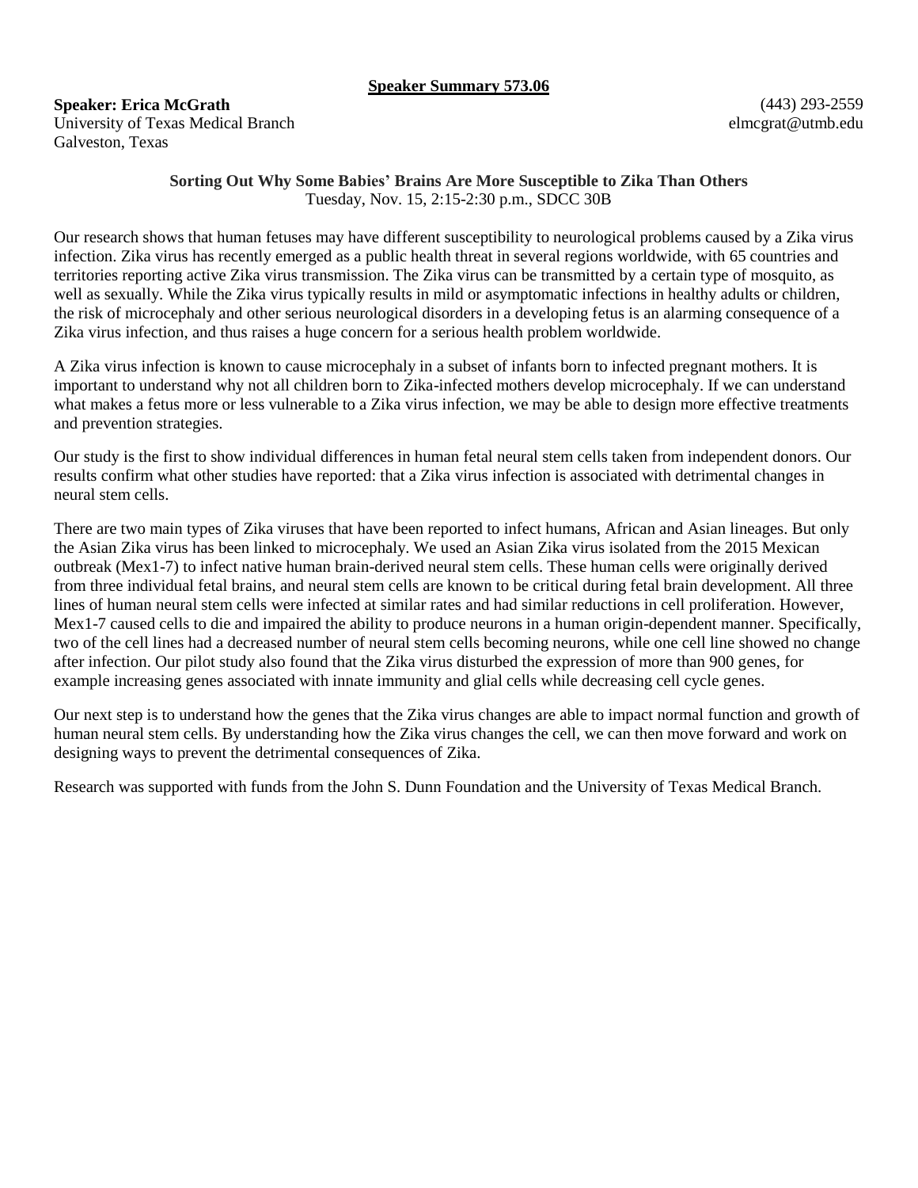**Speaker Summary 573.06**

**Speaker: Erica McGrath**
University of Texas Medical Branch
Galveston, Texas

(443) 293-2559
elmcgrat@utmb.edu

**Sorting Out Why Some Babies' Brains Are More Susceptible to Zika Than Others**
Tuesday, Nov. 15, 2:15-2:30 p.m., SDCC 30B

Our research shows that human fetuses may have different susceptibility to neurological problems caused by a Zika virus infection. Zika virus has recently emerged as a public health threat in several regions worldwide, with 65 countries and territories reporting active Zika virus transmission. The Zika virus can be transmitted by a certain type of mosquito, as well as sexually. While the Zika virus typically results in mild or asymptomatic infections in healthy adults or children, the risk of microcephaly and other serious neurological disorders in a developing fetus is an alarming consequence of a Zika virus infection, and thus raises a huge concern for a serious health problem worldwide.

A Zika virus infection is known to cause microcephaly in a subset of infants born to infected pregnant mothers. It is important to understand why not all children born to Zika-infected mothers develop microcephaly. If we can understand what makes a fetus more or less vulnerable to a Zika virus infection, we may be able to design more effective treatments and prevention strategies.

Our study is the first to show individual differences in human fetal neural stem cells taken from independent donors. Our results confirm what other studies have reported: that a Zika virus infection is associated with detrimental changes in neural stem cells.

There are two main types of Zika viruses that have been reported to infect humans, African and Asian lineages. But only the Asian Zika virus has been linked to microcephaly. We used an Asian Zika virus isolated from the 2015 Mexican outbreak (Mex1-7) to infect native human brain-derived neural stem cells. These human cells were originally derived from three individual fetal brains, and neural stem cells are known to be critical during fetal brain development. All three lines of human neural stem cells were infected at similar rates and had similar reductions in cell proliferation. However, Mex1-7 caused cells to die and impaired the ability to produce neurons in a human origin-dependent manner. Specifically, two of the cell lines had a decreased number of neural stem cells becoming neurons, while one cell line showed no change after infection. Our pilot study also found that the Zika virus disturbed the expression of more than 900 genes, for example increasing genes associated with innate immunity and glial cells while decreasing cell cycle genes.

Our next step is to understand how the genes that the Zika virus changes are able to impact normal function and growth of human neural stem cells. By understanding how the Zika virus changes the cell, we can then move forward and work on designing ways to prevent the detrimental consequences of Zika.

Research was supported with funds from the John S. Dunn Foundation and the University of Texas Medical Branch.